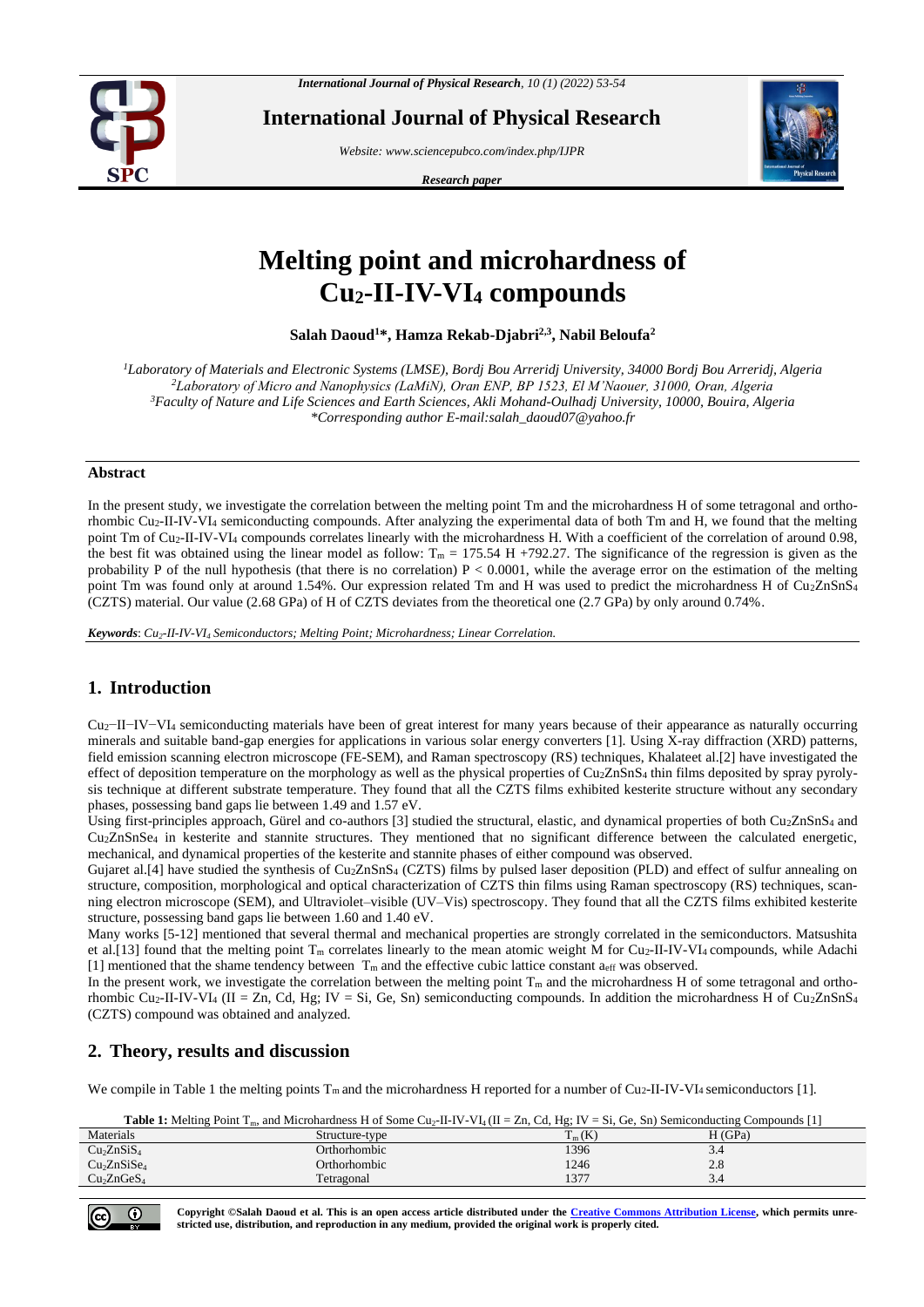**Research paper**

# Melting point and microhardness of $Cu_2$-II-IV-$VI_4$ compounds

**Salah Daoud[1]*, Hamza Rekab-Djabri[2,3], Nabil Beloufa[2]**

*[1]Laboratory of Materials and Electronic Systems (LMSE), Bordj Bou Arreridj University, 34000 Bordj Bou Arreridj, Algeria*
*[2]Laboratory of Micro and Nanophysics (LaMiN), Oran ENP, BP 1523, El M'Naouer, 31000, Oran, Algeria*
*[3]Faculty of Nature and Life Sciences and Earth Sciences, Akli Mohand-Oulhadj University, 10000, Bouira, Algeria*
*\*Corresponding author E-mail:salah_daoud07@yahoo.fr*

## Abstract

In the present study, we investigate the correlation between the melting point Tm and the microhardness H of some tetragonal and orthorhombic $Cu_2$-II-IV-$VI_4$ semiconducting compounds. After analyzing the experimental data of both Tm and H, we found that the melting point Tm of $Cu_2$-II-IV-$VI_4$ compounds correlates linearly with the microhardness H. With a coefficient of the correlation of around 0.98, the best fit was obtained using the linear model as follow: $T_m = 175.54\ H + 792.27$. The significance of the regression is given as the probability P of the null hypothesis (that there is no correlation) $P < 0.0001$, while the average error on the estimation of the melting point Tm was found only at around 1.54%. Our expression related Tm and H was used to predict the microhardness H of $Cu_2ZnSnS_4$ (CZTS) material. Our value (2.68 GPa) of H of CZTS deviates from the theoretical one (2.7 GPa) by only around 0.74%.

***Keywords***: *$Cu_2$-II-IV-$VI_4$ Semiconductors; Melting Point; Microhardness; Linear Correlation.*

## 1. Introduction

$Cu_2$−II−IV−$VI_4$ semiconducting materials have been of great interest for many years because of their appearance as naturally occurring minerals and suitable band-gap energies for applications in various solar energy converters [1]. Using X-ray diffraction (XRD) patterns, field emission scanning electron microscope (FE-SEM), and Raman spectroscopy (RS) techniques, Khalateet al.[2] have investigated the effect of deposition temperature on the morphology as well as the physical properties of $Cu_2ZnSnS_4$ thin films deposited by spray pyrolysis technique at different substrate temperature. They found that all the CZTS films exhibited kesterite structure without any secondary phases, possessing band gaps lie between 1.49 and 1.57 eV.

Using first-principles approach, Gürel and co-authors [3] studied the structural, elastic, and dynamical properties of both $Cu_2ZnSnS_4$ and $Cu_2ZnSnSe_4$ in kesterite and stannite structures. They mentioned that no significant difference between the calculated energetic, mechanical, and dynamical properties of the kesterite and stannite phases of either compound was observed.

Gujaret al.[4] have studied the synthesis of $Cu_2ZnSnS_4$ (CZTS) films by pulsed laser deposition (PLD) and effect of sulfur annealing on structure, composition, morphological and optical characterization of CZTS thin films using Raman spectroscopy (RS) techniques, scanning electron microscope (SEM), and Ultraviolet–visible (UV–Vis) spectroscopy. They found that all the CZTS films exhibited kesterite structure, possessing band gaps lie between 1.60 and 1.40 eV.

Many works [5-12] mentioned that several thermal and mechanical properties are strongly correlated in the semiconductors. Matsushita et al.[13] found that the melting point $T_m$ correlates linearly to the mean atomic weight M for $Cu_2$-II-IV-$VI_4$ compounds, while Adachi [1] mentioned that the shame tendency between $T_m$ and the effective cubic lattice constant $a_{eff}$ was observed.

In the present work, we investigate the correlation between the melting point $T_m$ and the microhardness H of some tetragonal and orthorhombic $Cu_2$-II-IV-$VI_4$ (II = Zn, Cd, Hg; IV = Si, Ge, Sn) semiconducting compounds. In addition the microhardness H of $Cu_2ZnSnS_4$ (CZTS) compound was obtained and analyzed.

## 2. Theory, results and discussion

We compile in Table 1 the melting points $T_m$ and the microhardness H reported for a number of $Cu_2$-II-IV-$VI_4$ semiconductors [1].

**Table 1:** Melting Point $T_m$, and Microhardness H of Some $Cu_2$-II-IV-$VI_4$ (II = Zn, Cd, Hg; IV = Si, Ge, Sn) Semiconducting Compounds [1]

| Materials | Structure-type | $T_m$ (K) | H (GPa) |
|---|---|---|---|
| $Cu_2ZnSiS_4$ | Orthorhombic | 1396 | 3.4 |
| $Cu_2ZnSiSe_4$ | Orthorhombic | 1246 | 2.8 |
| $Cu_2ZnGeS_4$ | Tetragonal | 1377 | 3.4 |

**Copyright ©Salah Daoud et al. This is an open access article distributed under the Creative Commons Attribution License, which permits unrestricted use, distribution, and reproduction in any medium, provided the original work is properly cited.**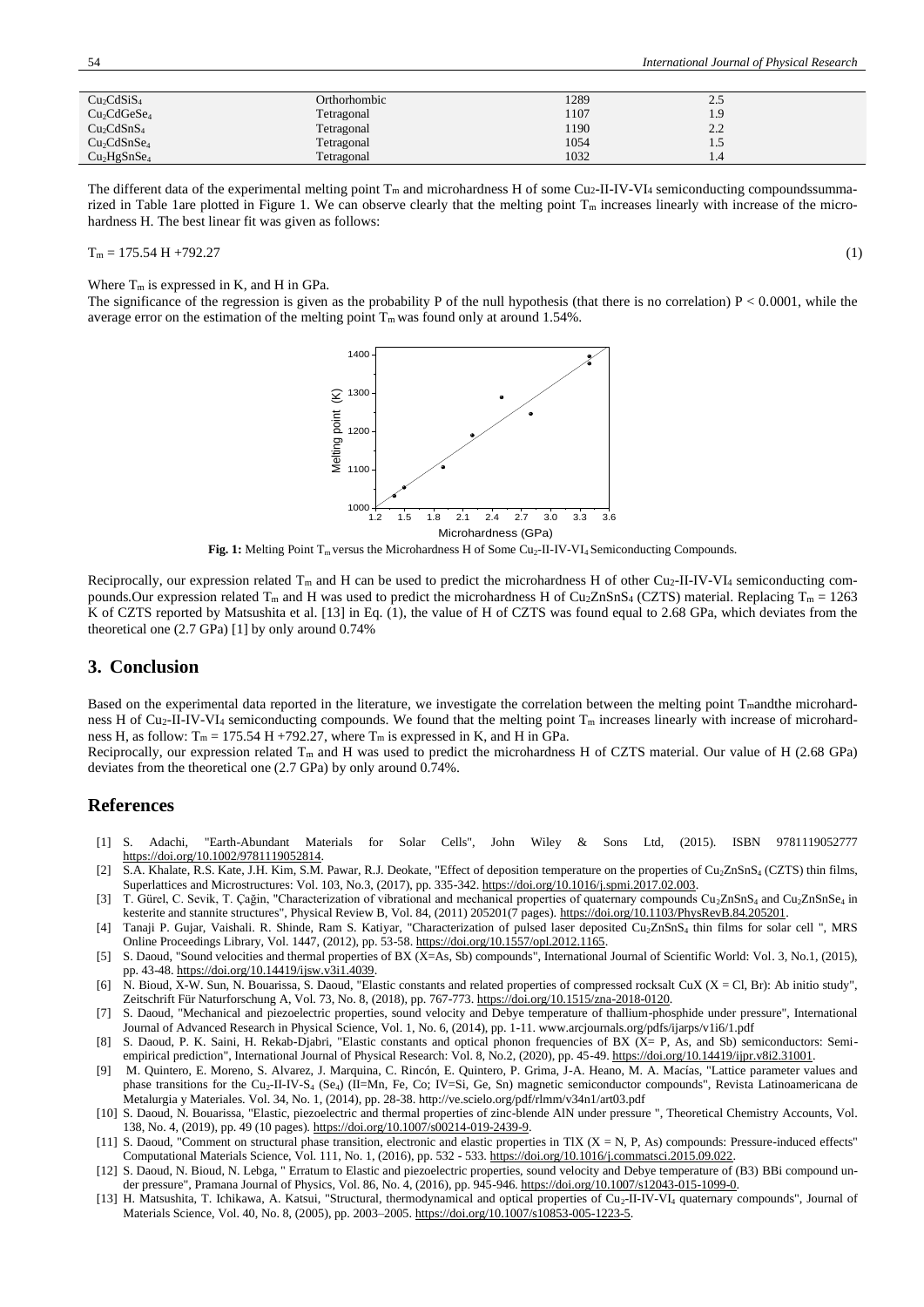| | | | |
|---|---|---|---|
| $Cu_2CdSiS_4$ | Orthorhombic | 1289 | 2.5 |
| $Cu_2CdGeSe_4$ | Tetragonal | 1107 | 1.9 |
| $Cu_2CdSnS_4$ | Tetragonal | 1190 | 2.2 |
| $Cu_2CdSnSe_4$ | Tetragonal | 1054 | 1.5 |
| $Cu_2HgSnSe_4$ | Tetragonal | 1032 | 1.4 |

The different data of the experimental melting point $T_m$ and microhardness H of some $Cu_2$-II-IV-$VI_4$ semiconducting compoundssummarized in Table 1are plotted in Figure 1. We can observe clearly that the melting point $T_m$ increases linearly with increase of the microhardness H. The best linear fit was given as follows:

$$T_m = 175.54\ H + 792.27 \quad (1)$$

Where $T_m$ is expressed in K, and H in GPa.

The significance of the regression is given as the probability P of the null hypothesis (that there is no correlation) $P < 0.0001$, while the average error on the estimation of the melting point $T_m$ was found only at around 1.54%.

Melting point (K)

1400

1300

1200

1100

1000

1.2 1.5 1.8 2.1 2.4 2.7 3.0 3.3 3.6

Microhardness (GPa)

**Fig. 1:** Melting Point $T_m$ versus the Microhardness H of Some $Cu_2$-II-IV-$VI_4$ Semiconducting Compounds.

Reciprocally, our expression related $T_m$ and H can be used to predict the microhardness H of other $Cu_2$-II-IV-$VI_4$ semiconducting compounds.Our expression related $T_m$ and H was used to predict the microhardness H of $Cu_2ZnSnS_4$ (CZTS) material. Replacing $T_m = 1263$ K of CZTS reported by Matsushita et al. [13] in Eq. (1), the value of H of CZTS was found equal to 2.68 GPa, which deviates from the theoretical one (2.7 GPa) [1] by only around 0.74%

## 3. Conclusion

Based on the experimental data reported in the literature, we investigate the correlation between the melting point $T_m$andthe microhardness H of $Cu_2$-II-IV-$VI_4$ semiconducting compounds. We found that the melting point $T_m$ increases linearly with increase of microhardness H, as follow: $T_m = 175.54\ H + 792.27$, where $T_m$ is expressed in K, and H in GPa.

Reciprocally, our expression related $T_m$ and H was used to predict the microhardness H of CZTS material. Our value of H (2.68 GPa) deviates from the theoretical one (2.7 GPa) by only around 0.74%.

## References

[1] S. Adachi, "Earth-Abundant Materials for Solar Cells", John Wiley & Sons Ltd, (2015). ISBN 9781119052777 https://doi.org/10.1002/9781119052814.

[2] S.A. Khalate, R.S. Kate, J.H. Kim, S.M. Pawar, R.J. Deokate, "Effect of deposition temperature on the properties of $Cu_2ZnSnS_4$ (CZTS) thin films, Superlattices and Microstructures: Vol. 103, No.3, (2017), pp. 335-342. https://doi.org/10.1016/j.spmi.2017.02.003.

[3] T. Gürel, C. Sevik, T. Çağin, "Characterization of vibrational and mechanical properties of quaternary compounds $Cu_2ZnSnS_4$ and $Cu_2ZnSnSe_4$ in kesterite and stannite structures", Physical Review B, Vol. 84, (2011) 205201(7 pages). https://doi.org/10.1103/PhysRevB.84.205201.

[4] Tanaji P. Gujar, Vaishali. R. Shinde, Ram S. Katiyar, "Characterization of pulsed laser deposited $Cu_2ZnSnS_4$ thin films for solar cell ", MRS Online Proceedings Library, Vol. 1447, (2012), pp. 53-58. https://doi.org/10.1557/opl.2012.1165.

[5] S. Daoud, "Sound velocities and thermal properties of BX (X=As, Sb) compounds", International Journal of Scientific World: Vol. 3, No.1, (2015), pp. 43-48. https://doi.org/10.14419/ijsw.v3i1.4039.

[6] N. Bioud, X-W. Sun, N. Bouarissa, S. Daoud, "Elastic constants and related properties of compressed rocksalt CuX (X = Cl, Br): Ab initio study", Zeitschrift Für Naturforschung A, Vol. 73, No. 8, (2018), pp. 767-773. https://doi.org/10.1515/zna-2018-0120.

[7] S. Daoud, "Mechanical and piezoelectric properties, sound velocity and Debye temperature of thallium-phosphide under pressure", International Journal of Advanced Research in Physical Science, Vol. 1, No. 6, (2014), pp. 1-11. www.arcjournals.org/pdfs/ijarps/v1i6/1.pdf

[8] S. Daoud, P. K. Saini, H. Rekab-Djabri, "Elastic constants and optical phonon frequencies of BX (X= P, As, and Sb) semiconductors: Semi-empirical prediction", International Journal of Physical Research: Vol. 8, No.2, (2020), pp. 45-49. https://doi.org/10.14419/ijpr.v8i2.31001.

[9] M. Quintero, E. Moreno, S. Alvarez, J. Marquina, C. Rincón, E. Quintero, P. Grima, J-A. Heano, M. A. Macías, "Lattice parameter values and phase transitions for the $Cu_2$-II-IV-$S_4$ ($Se_4$) (II=Mn, Fe, Co; IV=Si, Ge, Sn) magnetic semiconductor compounds", Revista Latinoamericana de Metalurgia y Materiales. Vol. 34, No. 1, (2014), pp. 28-38. http://ve.scielo.org/pdf/rlmm/v34n1/art03.pdf

[10] S. Daoud, N. Bouarissa, "Elastic, piezoelectric and thermal properties of zinc-blende AlN under pressure ", Theoretical Chemistry Accounts, Vol. 138, No. 4, (2019), pp. 49 (10 pages). https://doi.org/10.1007/s00214-019-2439-9.

[11] S. Daoud, "Comment on structural phase transition, electronic and elastic properties in TlX (X = N, P, As) compounds: Pressure-induced effects" Computational Materials Science, Vol. 111, No. 1, (2016), pp. 532 - 533. https://doi.org/10.1016/j.commatsci.2015.09.022.

[12] S. Daoud, N. Bioud, N. Lebga, " Erratum to Elastic and piezoelectric properties, sound velocity and Debye temperature of (B3) BBi compound under pressure", Pramana Journal of Physics, Vol. 86, No. 4, (2016), pp. 945-946. https://doi.org/10.1007/s12043-015-1099-0.

[13] H. Matsushita, T. Ichikawa, A. Katsui, "Structural, thermodynamical and optical properties of $Cu_2$-II-IV-$VI_4$ quaternary compounds", Journal of Materials Science, Vol. 40, No. 8, (2005), pp. 2003–2005. https://doi.org/10.1007/s10853-005-1223-5.